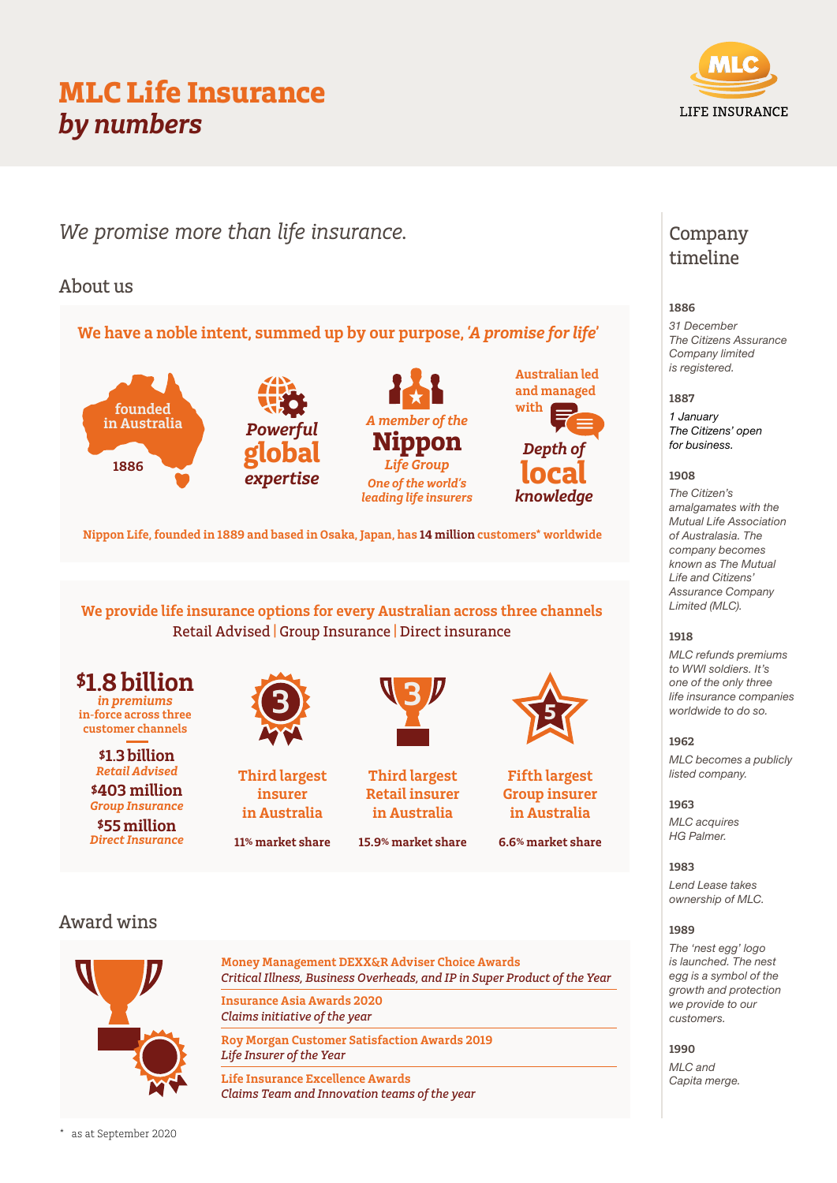# MLC Life Insurance *by numbers*

MLC LIFE INSURANCE

*We promise more than life insurance.*

## About us

**We have a noble intent, summed up by our purpose, *'A promise for life'***

founded in Australia 1886

*Powerful* **global** *expertise*

*A member of the* **Nippon** *Life Group*
*One of the world's leading life insurers*

Australian led and managed with *Depth of* **local** *knowledge*

Nippon Life, founded in 1889 and based in Osaka, Japan, has **14 million** customers* worldwide

**We provide life insurance options for every Australian across three channels**
Retail Advised | Group Insurance | Direct insurance

**$1.8 billion** *in premiums* in-force across three customer channels

- **$1.3 billion** *Retail Advised*
- **$403 million** *Group Insurance*
- **$55 million** *Direct Insurance*

**Third largest insurer in Australia** — 11% market share

**Third largest Retail insurer in Australia** — 15.9% market share

**Fifth largest Group insurer in Australia** — 6.6% market share

## Award wins

**Money Management DEXX&R Adviser Choice Awards**
*Critical Illness, Business Overheads, and IP in Super Product of the Year*

**Insurance Asia Awards 2020**
*Claims initiative of the year*

**Roy Morgan Customer Satisfaction Awards 2019**
*Life Insurer of the Year*

**Life Insurance Excellence Awards**
*Claims Team and Innovation teams of the year*

\* as at September 2020

## Company timeline

**1886**
*31 December The Citizens Assurance Company limited is registered.*

**1887**
*1 January The Citizens' open for business.*

**1908**
*The Citizen's amalgamates with the Mutual Life Association of Australasia. The company becomes known as The Mutual Life and Citizens' Assurance Company Limited (MLC).*

**1918**
*MLC refunds premiums to WWI soldiers. It's one of the only three life insurance companies worldwide to do so.*

**1962**
*MLC becomes a publicly listed company.*

**1963**
*MLC acquires HG Palmer.*

**1983**
*Lend Lease takes ownership of MLC.*

**1989**
*The 'nest egg' logo is launched. The nest egg is a symbol of the growth and protection we provide to our customers.*

**1990**
*MLC and Capita merge.*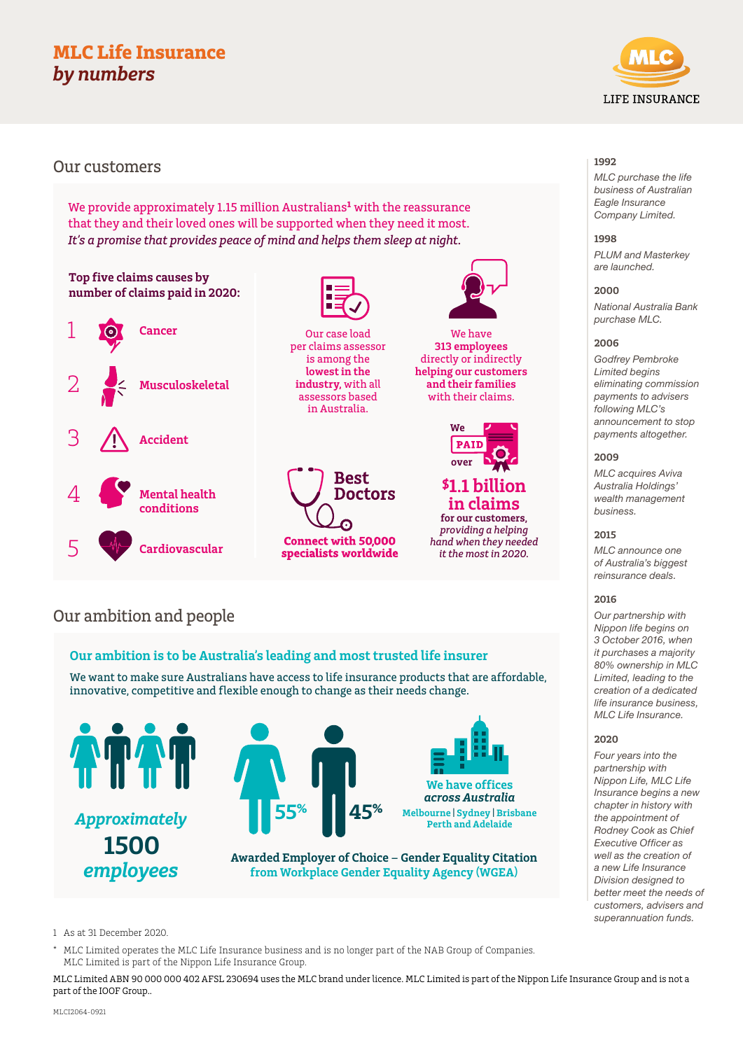# MLC Life Insurance *by numbers*

MLC LIFE INSURANCE

## Our customers

We provide approximately 1.15 million Australians[1] with the reassurance that they and their loved ones will be supported when they need it most. *It's a promise that provides peace of mind and helps them sleep at night.*

**Top five claims causes by number of claims paid in 2020:**

1. **Cancer**
2. **Musculoskeletal**
3. **Accident**
4. **Mental health conditions**
5. **Cardiovascular**

Our case load per claims assessor is among the **lowest in the industry**, with all assessors based in Australia.

We have **313 employees** directly or indirectly **helping our customers and their families** with their claims.

**Best Doctors**

**Connect with 50,000 specialists worldwide**

We PAID over **$1.1 billion in claims** **for our customers,** *providing a helping hand when they needed it the most in 2020.*

## Our ambition and people

**Our ambition is to be Australia's leading and most trusted life insurer**

We want to make sure Australians have access to life insurance products that are affordable, innovative, competitive and flexible enough to change as their needs change.

*Approximately* **1500** *employees*

55% 45%

**Awarded Employer of Choice – Gender Equality Citation from Workplace Gender Equality Agency (WGEA)**

**We have offices *across Australia***

Melbourne | Sydney | Brisbane Perth and Adelaide

**1992**

*MLC purchase the life business of Australian Eagle Insurance Company Limited.*

**1998**

*PLUM and Masterkey are launched.*

**2000**

*National Australia Bank purchase MLC.*

**2006**

*Godfrey Pembroke Limited begins eliminating commission payments to advisers following MLC's announcement to stop payments altogether.*

**2009**

*MLC acquires Aviva Australia Holdings' wealth management business.*

**2015**

*MLC announce one of Australia's biggest reinsurance deals.*

**2016**

*Our partnership with Nippon life begins on 3 October 2016, when it purchases a majority 80% ownership in MLC Limited, leading to the creation of a dedicated life insurance business, MLC Life Insurance.*

**2020**

*Four years into the partnership with Nippon Life, MLC Life Insurance begins a new chapter in history with the appointment of Rodney Cook as Chief Executive Officer as well as the creation of a new Life Insurance Division designed to better meet the needs of customers, advisers and superannuation funds.*

1 As at 31 December 2020.

* MLC Limited operates the MLC Life Insurance business and is no longer part of the NAB Group of Companies. MLC Limited is part of the Nippon Life Insurance Group.

MLC Limited ABN 90 000 000 402 AFSL 230694 uses the MLC brand under licence. MLC Limited is part of the Nippon Life Insurance Group and is not a part of the IOOF Group..

MLCI2064-0921